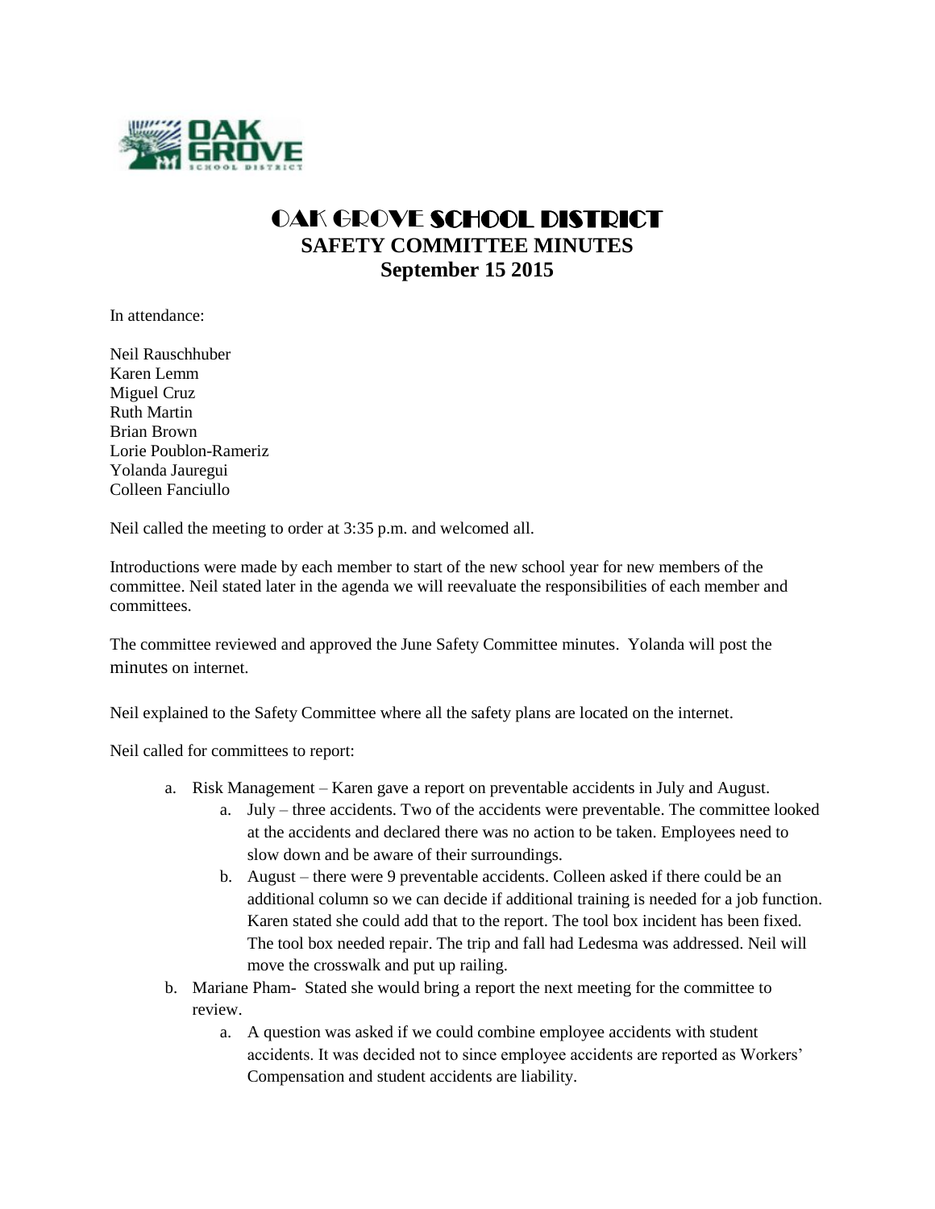# OAK GROVE SCHOOL DISTRICT

## SAFETY COMMITTEE MINUTES

## September 15 2015

In attendance:

Neil Rauschhuber
Karen Lemm
Miguel Cruz
Ruth Martin
Brian Brown
Lorie Poublon-Rameriz
Yolanda Jauregui
Colleen Fanciullo

Neil called the meeting to order at 3:35 p.m. and welcomed all.

Introductions were made by each member to start of the new school year for new members of the committee. Neil stated later in the agenda we will reevaluate the responsibilities of each member and committees.

The committee reviewed and approved the June Safety Committee minutes. Yolanda will post the minutes on internet.

Neil explained to the Safety Committee where all the safety plans are located on the internet.

Neil called for committees to report:

a. Risk Management – Karen gave a report on preventable accidents in July and August.
    a. July – three accidents. Two of the accidents were preventable. The committee looked at the accidents and declared there was no action to be taken. Employees need to slow down and be aware of their surroundings.
    b. August – there were 9 preventable accidents. Colleen asked if there could be an additional column so we can decide if additional training is needed for a job function. Karen stated she could add that to the report. The tool box incident has been fixed. The tool box needed repair. The trip and fall had Ledesma was addressed. Neil will move the crosswalk and put up railing.
b. Mariane Pham- Stated she would bring a report the next meeting for the committee to review.
    a. A question was asked if we could combine employee accidents with student accidents. It was decided not to since employee accidents are reported as Workers' Compensation and student accidents are liability.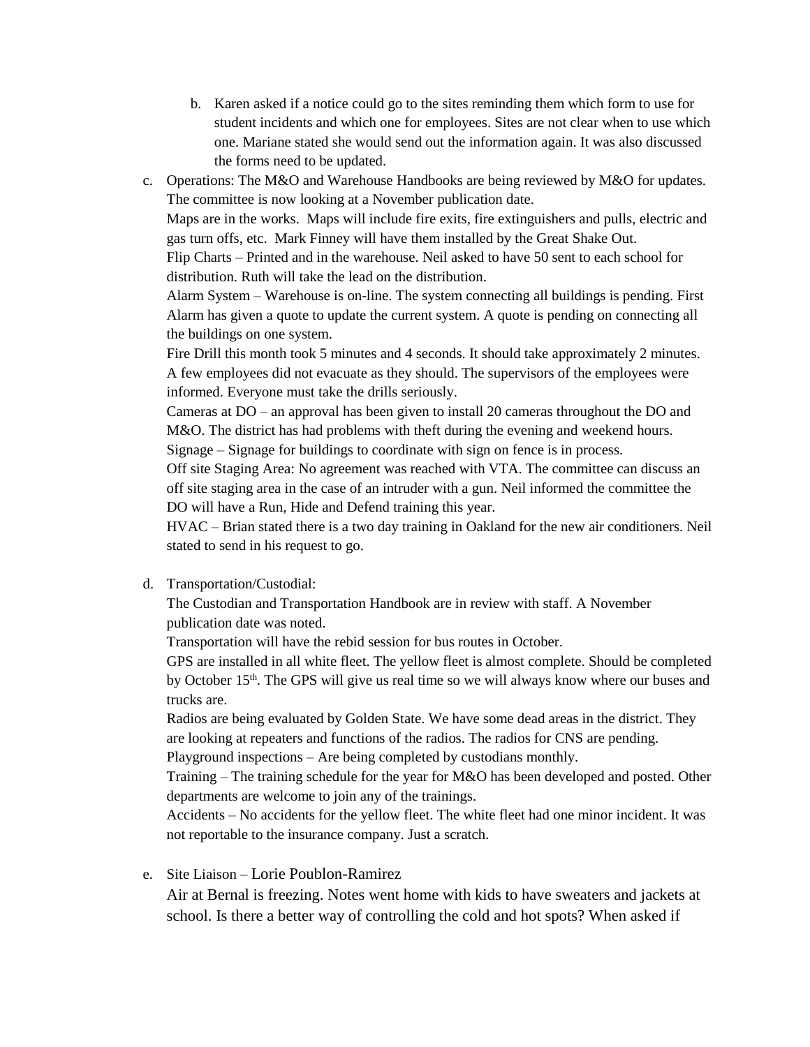b. Karen asked if a notice could go to the sites reminding them which form to use for student incidents and which one for employees. Sites are not clear when to use which one. Mariane stated she would send out the information again. It was also discussed the forms need to be updated.

c. Operations: The M&O and Warehouse Handbooks are being reviewed by M&O for updates. The committee is now looking at a November publication date.
   Maps are in the works. Maps will include fire exits, fire extinguishers and pulls, electric and gas turn offs, etc. Mark Finney will have them installed by the Great Shake Out.
   Flip Charts – Printed and in the warehouse. Neil asked to have 50 sent to each school for distribution. Ruth will take the lead on the distribution.
   Alarm System – Warehouse is on-line. The system connecting all buildings is pending. First Alarm has given a quote to update the current system. A quote is pending on connecting all the buildings on one system.
   Fire Drill this month took 5 minutes and 4 seconds. It should take approximately 2 minutes. A few employees did not evacuate as they should. The supervisors of the employees were informed. Everyone must take the drills seriously.
   Cameras at DO – an approval has been given to install 20 cameras throughout the DO and M&O. The district has had problems with theft during the evening and weekend hours.
   Signage – Signage for buildings to coordinate with sign on fence is in process.
   Off site Staging Area: No agreement was reached with VTA. The committee can discuss an off site staging area in the case of an intruder with a gun. Neil informed the committee the DO will have a Run, Hide and Defend training this year.
   HVAC – Brian stated there is a two day training in Oakland for the new air conditioners. Neil stated to send in his request to go.

d. Transportation/Custodial:
   The Custodian and Transportation Handbook are in review with staff. A November publication date was noted.
   Transportation will have the rebid session for bus routes in October.
   GPS are installed in all white fleet. The yellow fleet is almost complete. Should be completed by October 15th. The GPS will give us real time so we will always know where our buses and trucks are.
   Radios are being evaluated by Golden State. We have some dead areas in the district. They are looking at repeaters and functions of the radios. The radios for CNS are pending.
   Playground inspections – Are being completed by custodians monthly.
   Training – The training schedule for the year for M&O has been developed and posted. Other departments are welcome to join any of the trainings.
   Accidents – No accidents for the yellow fleet. The white fleet had one minor incident. It was not reportable to the insurance company. Just a scratch.

e. Site Liaison – Lorie Poublon-Ramirez
   Air at Bernal is freezing. Notes went home with kids to have sweaters and jackets at school. Is there a better way of controlling the cold and hot spots? When asked if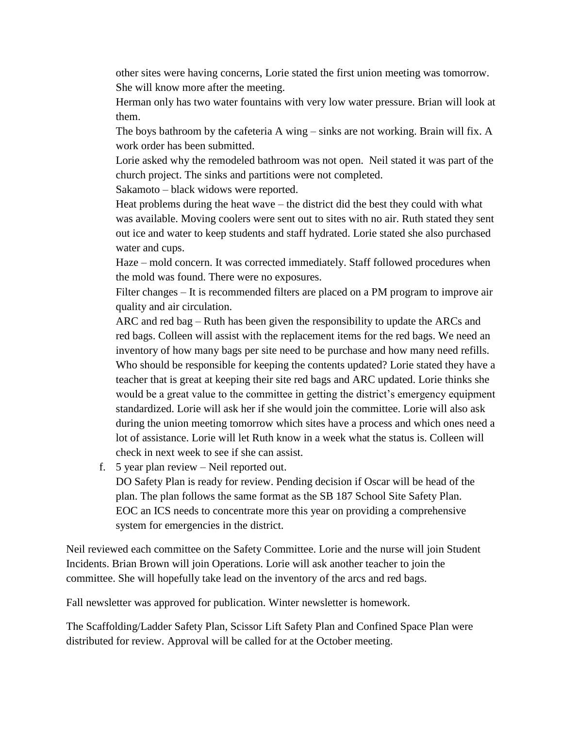other sites were having concerns, Lorie stated the first union meeting was tomorrow. She will know more after the meeting.

Herman only has two water fountains with very low water pressure. Brian will look at them.

The boys bathroom by the cafeteria A wing – sinks are not working. Brain will fix. A work order has been submitted.

Lorie asked why the remodeled bathroom was not open. Neil stated it was part of the church project. The sinks and partitions were not completed.

Sakamoto – black widows were reported.

Heat problems during the heat wave – the district did the best they could with what was available. Moving coolers were sent out to sites with no air. Ruth stated they sent out ice and water to keep students and staff hydrated. Lorie stated she also purchased water and cups.

Haze – mold concern. It was corrected immediately. Staff followed procedures when the mold was found. There were no exposures.

Filter changes – It is recommended filters are placed on a PM program to improve air quality and air circulation.

ARC and red bag – Ruth has been given the responsibility to update the ARCs and red bags. Colleen will assist with the replacement items for the red bags. We need an inventory of how many bags per site need to be purchase and how many need refills. Who should be responsible for keeping the contents updated? Lorie stated they have a teacher that is great at keeping their site red bags and ARC updated. Lorie thinks she would be a great value to the committee in getting the district's emergency equipment standardized. Lorie will ask her if she would join the committee. Lorie will also ask during the union meeting tomorrow which sites have a process and which ones need a lot of assistance. Lorie will let Ruth know in a week what the status is. Colleen will check in next week to see if she can assist.

f. 5 year plan review – Neil reported out.
   DO Safety Plan is ready for review. Pending decision if Oscar will be head of the plan. The plan follows the same format as the SB 187 School Site Safety Plan.
   EOC an ICS needs to concentrate more this year on providing a comprehensive system for emergencies in the district.

Neil reviewed each committee on the Safety Committee. Lorie and the nurse will join Student Incidents. Brian Brown will join Operations. Lorie will ask another teacher to join the committee. She will hopefully take lead on the inventory of the arcs and red bags.

Fall newsletter was approved for publication. Winter newsletter is homework.

The Scaffolding/Ladder Safety Plan, Scissor Lift Safety Plan and Confined Space Plan were distributed for review. Approval will be called for at the October meeting.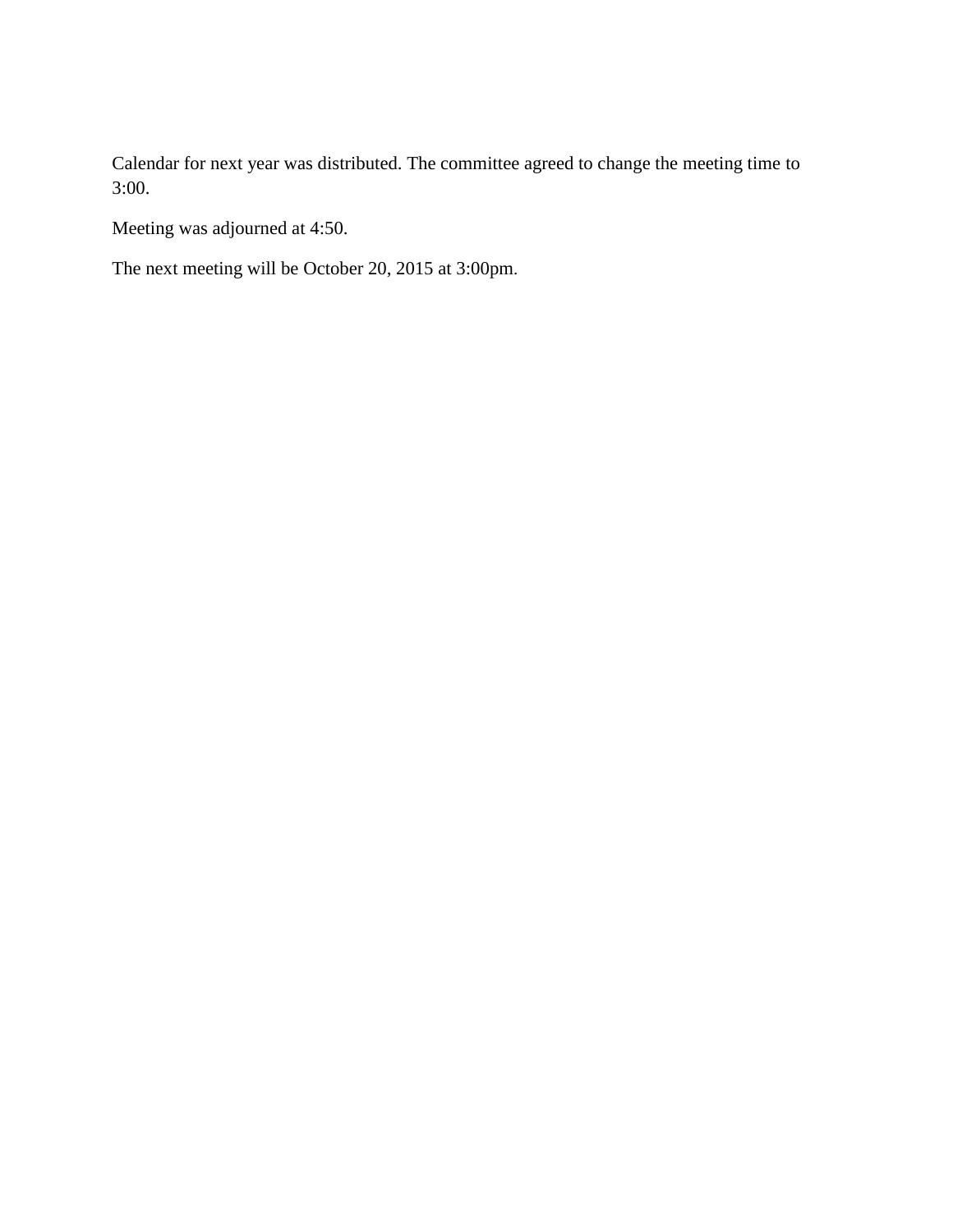Calendar for next year was distributed. The committee agreed to change the meeting time to 3:00.

Meeting was adjourned at 4:50.

The next meeting will be October 20, 2015 at 3:00pm.